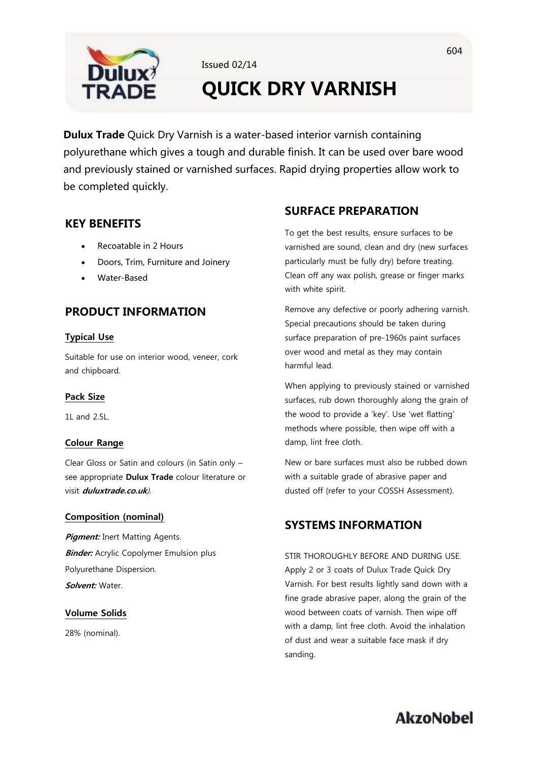Issued 02/14

# QUICK DRY VARNISH

**Dulux Trade** Quick Dry Varnish is a water-based interior varnish containing polyurethane which gives a tough and durable finish. It can be used over bare wood and previously stained or varnished surfaces. Rapid drying properties allow work to be completed quickly.

## KEY BENEFITS

- Recoatable in 2 Hours
- Doors, Trim, Furniture and Joinery
- Water-Based

## PRODUCT INFORMATION

### Typical Use

Suitable for use on interior wood, veneer, cork and chipboard.

### Pack Size

1L and 2.5L.

### Colour Range

Clear Gloss or Satin and colours (in Satin only – see appropriate **Dulux Trade** colour literature or visit ***duluxtrade.co.uk***).

### Composition (nominal)

***Pigment:*** Inert Matting Agents.

***Binder:*** Acrylic Copolymer Emulsion plus Polyurethane Dispersion.

***Solvent:*** Water.

### Volume Solids

28% (nominal).

## SURFACE PREPARATION

To get the best results, ensure surfaces to be varnished are sound, clean and dry (new surfaces particularly must be fully dry) before treating. Clean off any wax polish, grease or finger marks with white spirit.

Remove any defective or poorly adhering varnish. Special precautions should be taken during surface preparation of pre-1960s paint surfaces over wood and metal as they may contain harmful lead.

When applying to previously stained or varnished surfaces, rub down thoroughly along the grain of the wood to provide a 'key'. Use 'wet flatting' methods where possible, then wipe off with a damp, lint free cloth.

New or bare surfaces must also be rubbed down with a suitable grade of abrasive paper and dusted off (refer to your COSSH Assessment).

## SYSTEMS INFORMATION

STIR THOROUGHLY BEFORE AND DURING USE. Apply 2 or 3 coats of Dulux Trade Quick Dry Varnish. For best results lightly sand down with a fine grade abrasive paper, along the grain of the wood between coats of varnish. Then wipe off with a damp, lint free cloth. Avoid the inhalation of dust and wear a suitable face mask if dry sanding.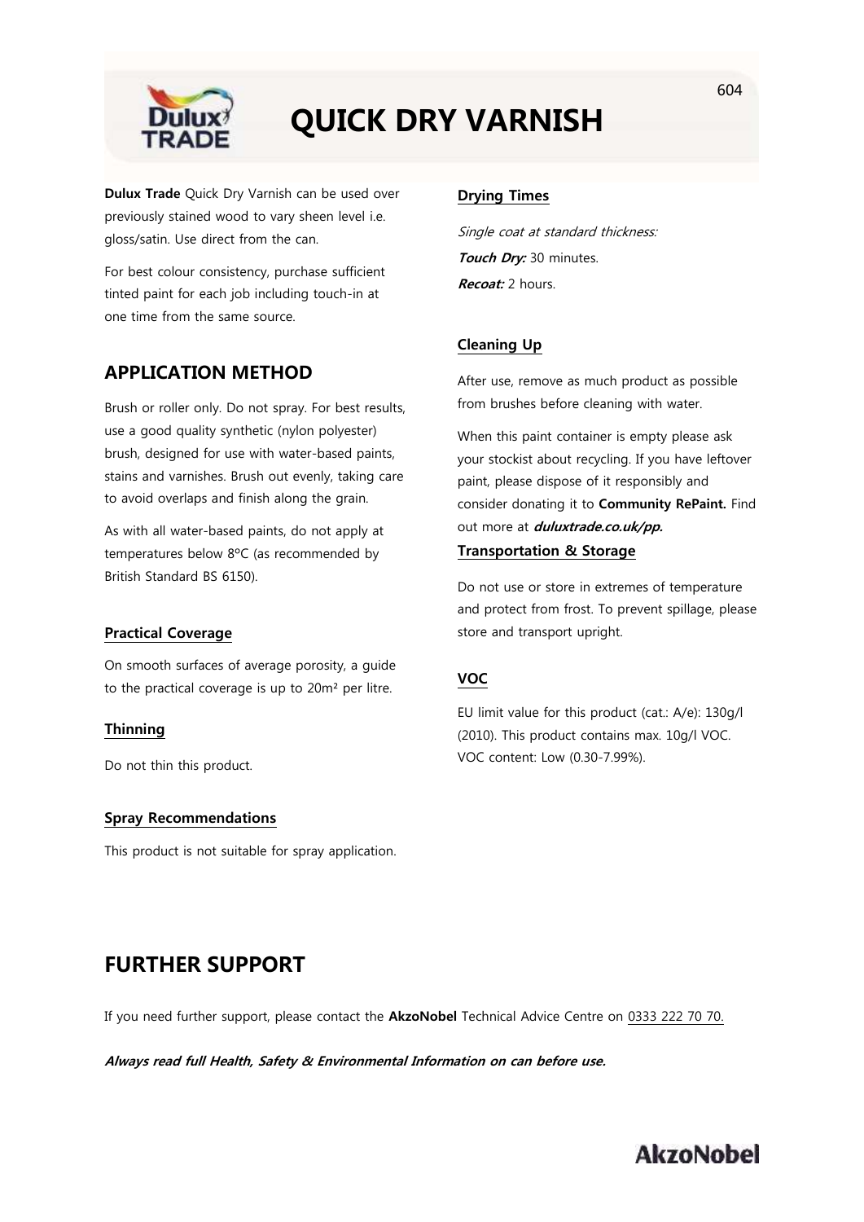# QUICK DRY VARNISH

**Dulux Trade** Quick Dry Varnish can be used over previously stained wood to vary sheen level i.e. gloss/satin. Use direct from the can.

For best colour consistency, purchase sufficient tinted paint for each job including touch-in at one time from the same source.

## APPLICATION METHOD

Brush or roller only. Do not spray. For best results, use a good quality synthetic (nylon polyester) brush, designed for use with water-based paints, stains and varnishes. Brush out evenly, taking care to avoid overlaps and finish along the grain.

As with all water-based paints, do not apply at temperatures below 8ºC (as recommended by British Standard BS 6150).

### Practical Coverage

On smooth surfaces of average porosity, a guide to the practical coverage is up to 20m² per litre.

### Thinning

Do not thin this product.

### Spray Recommendations

This product is not suitable for spray application.

### Drying Times

*Single coat at standard thickness:*

***Touch Dry:*** 30 minutes.

***Recoat:*** 2 hours.

### Cleaning Up

After use, remove as much product as possible from brushes before cleaning with water.

When this paint container is empty please ask your stockist about recycling. If you have leftover paint, please dispose of it responsibly and consider donating it to **Community RePaint.** Find out more at ***duluxtrade.co.uk/pp.***

### Transportation & Storage

Do not use or store in extremes of temperature and protect from frost. To prevent spillage, please store and transport upright.

### VOC

EU limit value for this product (cat.: A/e): 130g/l (2010). This product contains max. 10g/l VOC. VOC content: Low (0.30-7.99%).

## FURTHER SUPPORT

If you need further support, please contact the **AkzoNobel** Technical Advice Centre on 0333 222 70 70.

***Always read full Health, Safety & Environmental Information on can before use.***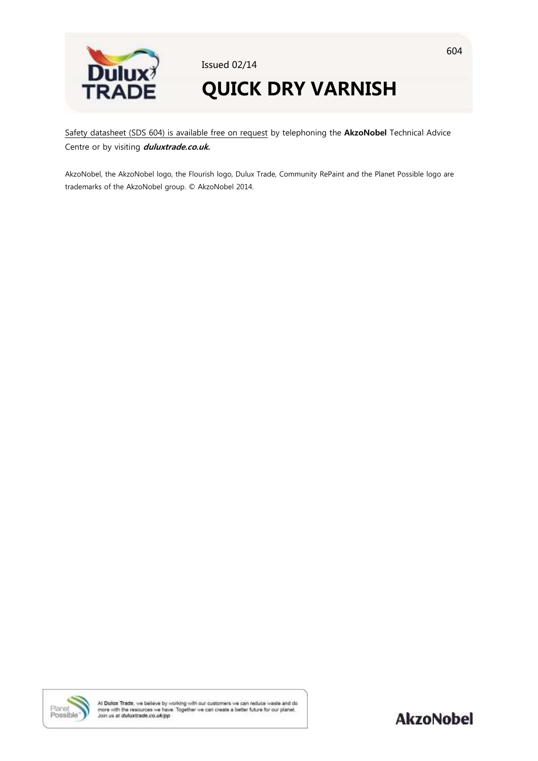Issued 02/14

# QUICK DRY VARNISH

Safety datasheet (SDS 604) is available free on request by telephoning the **AkzoNobel** Technical Advice Centre or by visiting ***duluxtrade.co.uk.***

AkzoNobel, the AkzoNobel logo, the Flourish logo, Dulux Trade, Community RePaint and the Planet Possible logo are trademarks of the AkzoNobel group. © AkzoNobel 2014.

At **Dulux Trade**, we believe by working with our customers we can reduce waste and do more with the resources we have. Together we can create a better future for our planet. Join us at *duluxtrade.co.uk/pp*